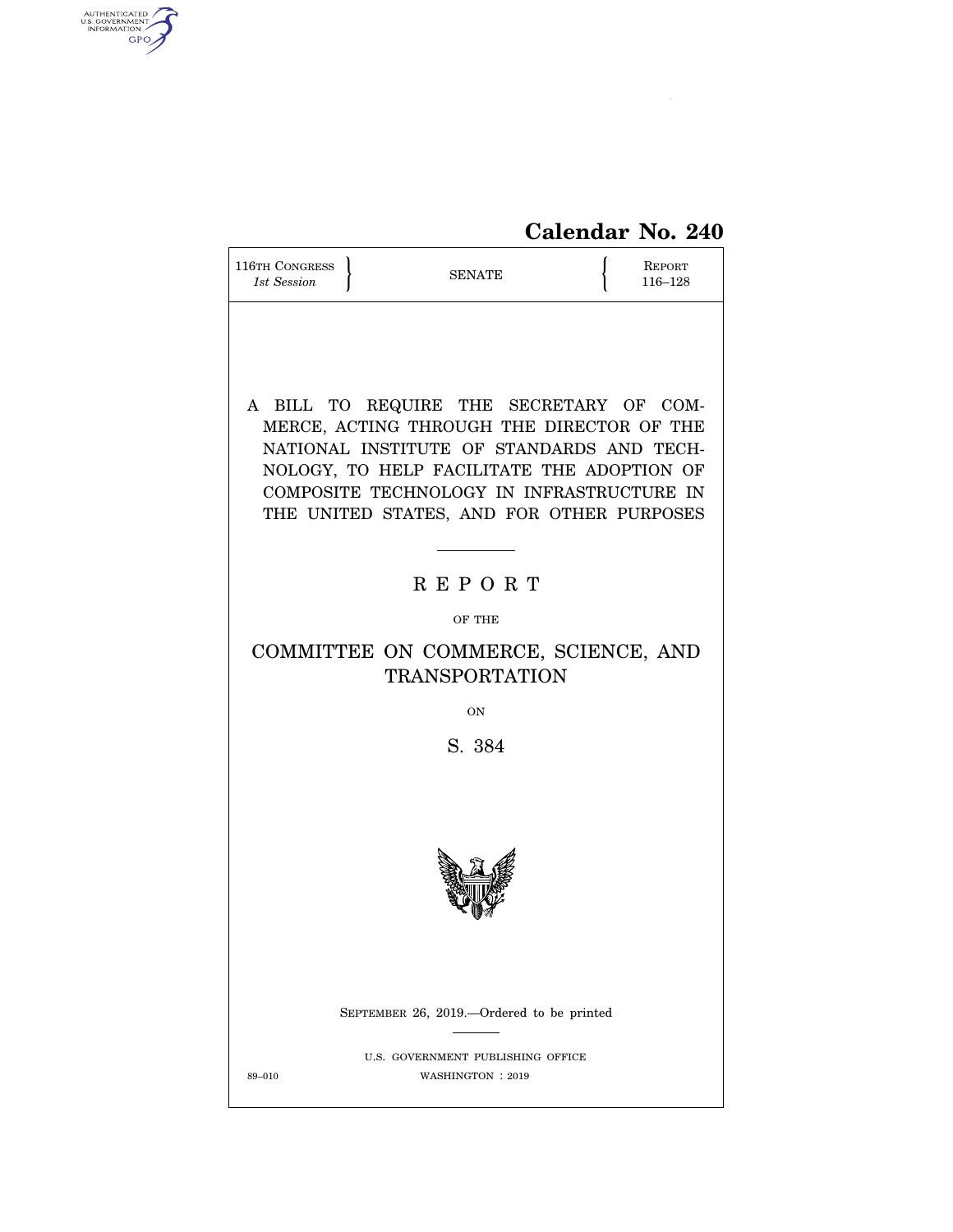# Calendar No. 240

116TH CONGRESS
*1st Session*

SENATE

REPORT
116–128

A BILL TO REQUIRE THE SECRETARY OF COMMERCE, ACTING THROUGH THE DIRECTOR OF THE NATIONAL INSTITUTE OF STANDARDS AND TECHNOLOGY, TO HELP FACILITATE THE ADOPTION OF COMPOSITE TECHNOLOGY IN INFRASTRUCTURE IN THE UNITED STATES, AND FOR OTHER PURPOSES

---

# R E P O R T

OF THE

## COMMITTEE ON COMMERCE, SCIENCE, AND TRANSPORTATION

ON

## S. 384

SEPTEMBER 26, 2019.—Ordered to be printed

---

U.S. GOVERNMENT PUBLISHING OFFICE

89–010 WASHINGTON : 2019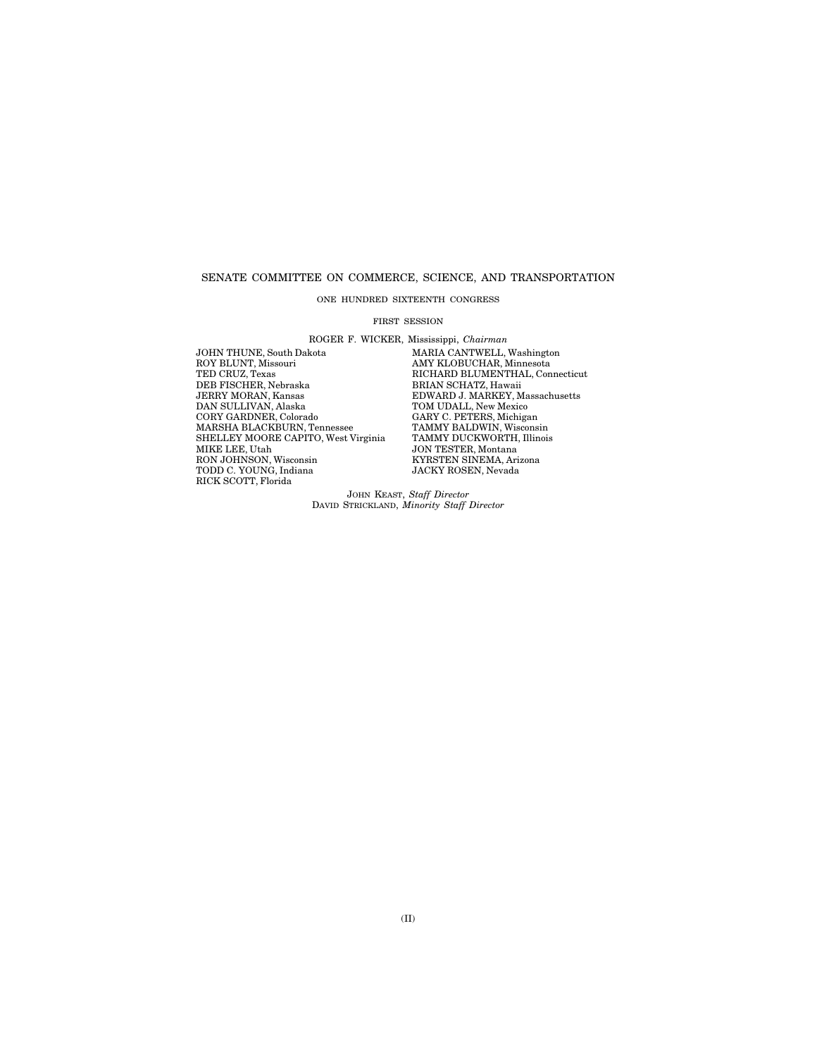SENATE COMMITTEE ON COMMERCE, SCIENCE, AND TRANSPORTATION

ONE HUNDRED SIXTEENTH CONGRESS

FIRST SESSION

ROGER F. WICKER, Mississippi, *Chairman*

JOHN THUNE, South Dakota
ROY BLUNT, Missouri
TED CRUZ, Texas
DEB FISCHER, Nebraska
JERRY MORAN, Kansas
DAN SULLIVAN, Alaska
CORY GARDNER, Colorado
MARSHA BLACKBURN, Tennessee
SHELLEY MOORE CAPITO, West Virginia
MIKE LEE, Utah
RON JOHNSON, Wisconsin
TODD C. YOUNG, Indiana
RICK SCOTT, Florida

MARIA CANTWELL, Washington
AMY KLOBUCHAR, Minnesota
RICHARD BLUMENTHAL, Connecticut
BRIAN SCHATZ, Hawaii
EDWARD J. MARKEY, Massachusetts
TOM UDALL, New Mexico
GARY C. PETERS, Michigan
TAMMY BALDWIN, Wisconsin
TAMMY DUCKWORTH, Illinois
JON TESTER, Montana
KYRSTEN SINEMA, Arizona
JACKY ROSEN, Nevada

JOHN KEAST, *Staff Director*
DAVID STRICKLAND, *Minority Staff Director*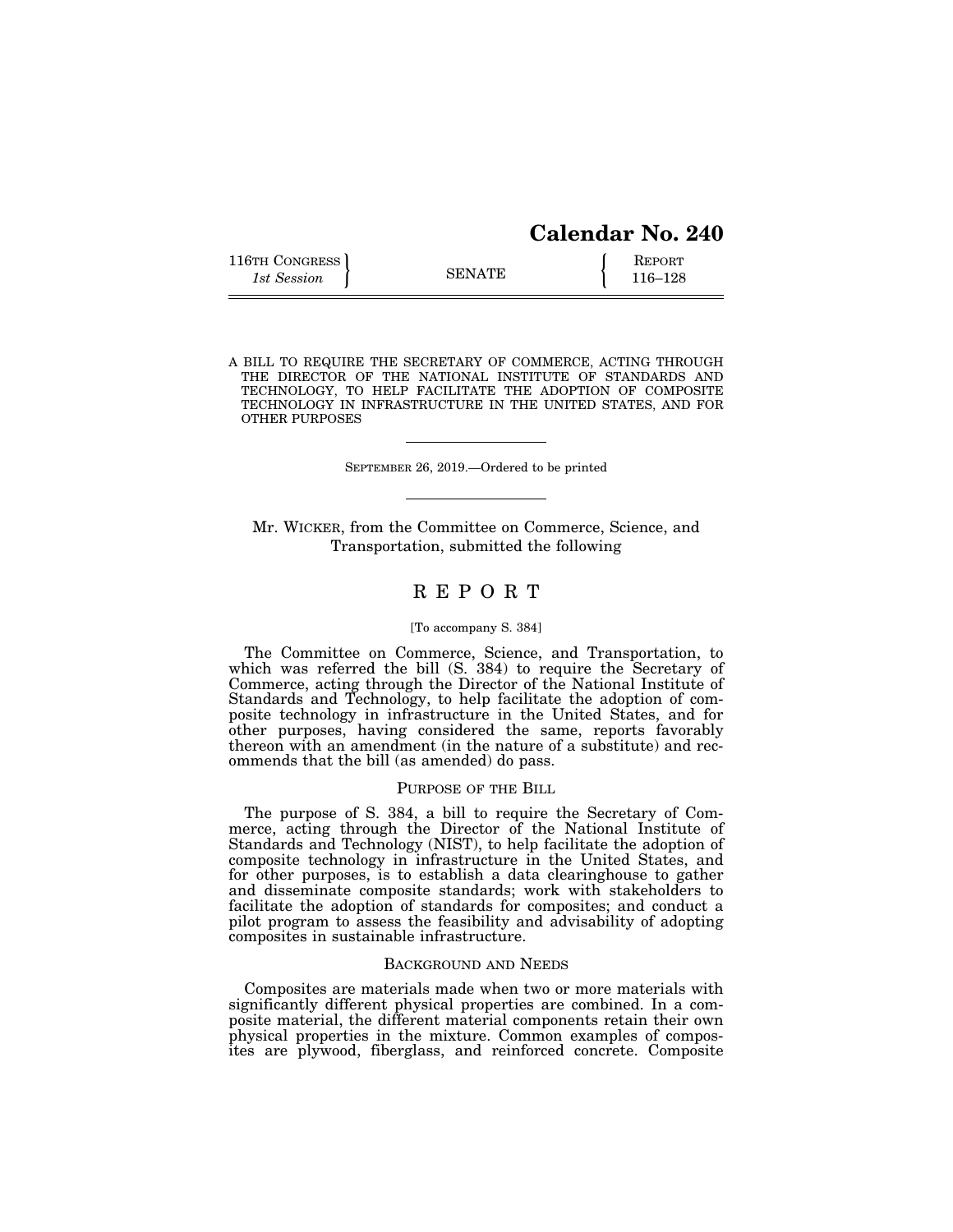# Calendar No. 240

116TH CONGRESS 1st Session | SENATE | REPORT 116–128

A BILL TO REQUIRE THE SECRETARY OF COMMERCE, ACTING THROUGH THE DIRECTOR OF THE NATIONAL INSTITUTE OF STANDARDS AND TECHNOLOGY, TO HELP FACILITATE THE ADOPTION OF COMPOSITE TECHNOLOGY IN INFRASTRUCTURE IN THE UNITED STATES, AND FOR OTHER PURPOSES

---

SEPTEMBER 26, 2019.—Ordered to be printed

---

Mr. WICKER, from the Committee on Commerce, Science, and Transportation, submitted the following

## R E P O R T

[To accompany S. 384]

The Committee on Commerce, Science, and Transportation, to which was referred the bill (S. 384) to require the Secretary of Commerce, acting through the Director of the National Institute of Standards and Technology, to help facilitate the adoption of composite technology in infrastructure in the United States, and for other purposes, having considered the same, reports favorably thereon with an amendment (in the nature of a substitute) and recommends that the bill (as amended) do pass.

### PURPOSE OF THE BILL

The purpose of S. 384, a bill to require the Secretary of Commerce, acting through the Director of the National Institute of Standards and Technology (NIST), to help facilitate the adoption of composite technology in infrastructure in the United States, and for other purposes, is to establish a data clearinghouse to gather and disseminate composite standards; work with stakeholders to facilitate the adoption of standards for composites; and conduct a pilot program to assess the feasibility and advisability of adopting composites in sustainable infrastructure.

### BACKGROUND AND NEEDS

Composites are materials made when two or more materials with significantly different physical properties are combined. In a composite material, the different material components retain their own physical properties in the mixture. Common examples of composites are plywood, fiberglass, and reinforced concrete. Composite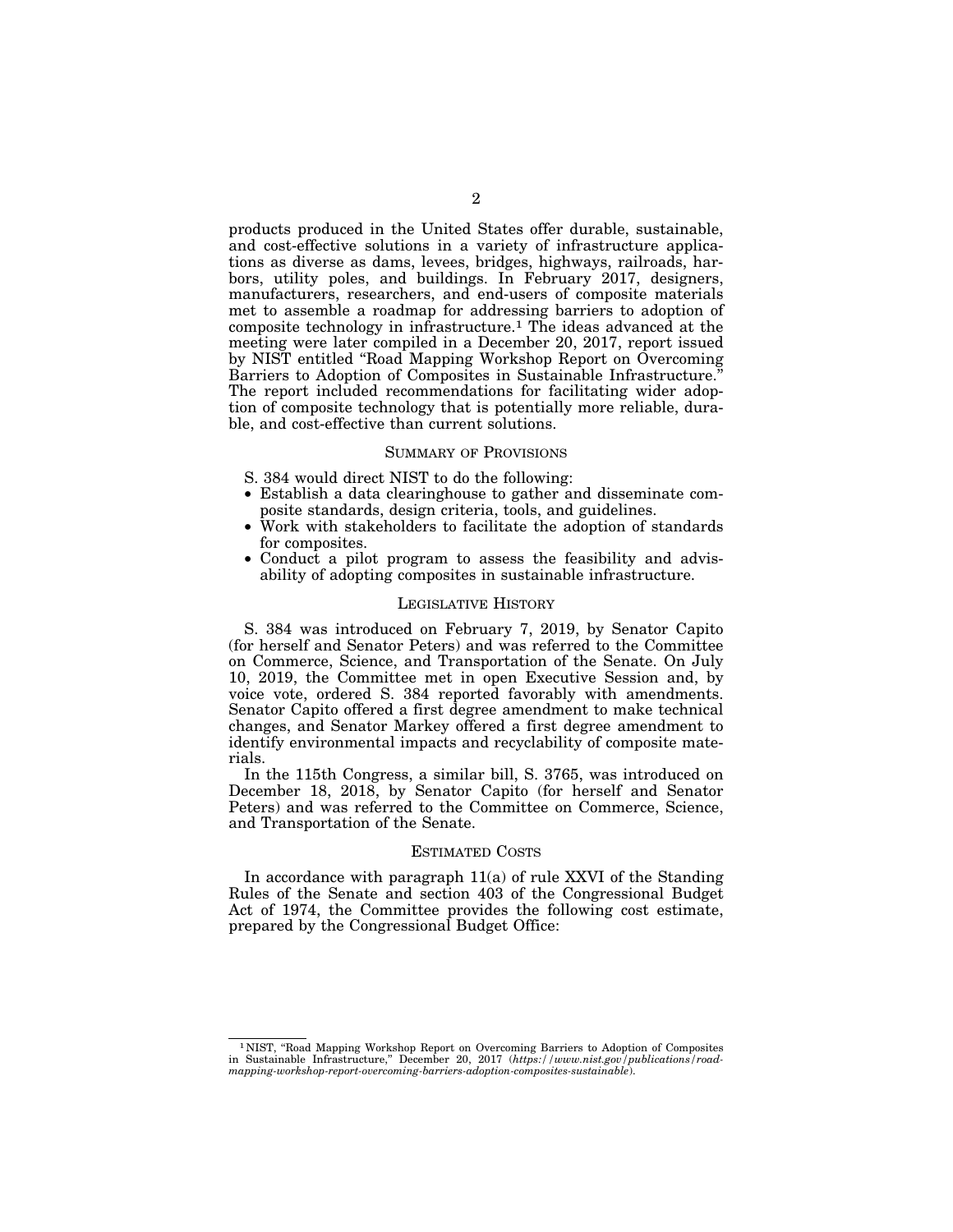products produced in the United States offer durable, sustainable, and cost-effective solutions in a variety of infrastructure applications as diverse as dams, levees, bridges, highways, railroads, harbors, utility poles, and buildings. In February 2017, designers, manufacturers, researchers, and end-users of composite materials met to assemble a roadmap for addressing barriers to adoption of composite technology in infrastructure.[1] The ideas advanced at the meeting were later compiled in a December 20, 2017, report issued by NIST entitled "Road Mapping Workshop Report on Overcoming Barriers to Adoption of Composites in Sustainable Infrastructure." The report included recommendations for facilitating wider adoption of composite technology that is potentially more reliable, durable, and cost-effective than current solutions.

## SUMMARY OF PROVISIONS

S. 384 would direct NIST to do the following:

- Establish a data clearinghouse to gather and disseminate composite standards, design criteria, tools, and guidelines.
- Work with stakeholders to facilitate the adoption of standards for composites.
- Conduct a pilot program to assess the feasibility and advisability of adopting composites in sustainable infrastructure.

## LEGISLATIVE HISTORY

S. 384 was introduced on February 7, 2019, by Senator Capito (for herself and Senator Peters) and was referred to the Committee on Commerce, Science, and Transportation of the Senate. On July 10, 2019, the Committee met in open Executive Session and, by voice vote, ordered S. 384 reported favorably with amendments. Senator Capito offered a first degree amendment to make technical changes, and Senator Markey offered a first degree amendment to identify environmental impacts and recyclability of composite materials.

In the 115th Congress, a similar bill, S. 3765, was introduced on December 18, 2018, by Senator Capito (for herself and Senator Peters) and was referred to the Committee on Commerce, Science, and Transportation of the Senate.

## ESTIMATED COSTS

In accordance with paragraph 11(a) of rule XXVI of the Standing Rules of the Senate and section 403 of the Congressional Budget Act of 1974, the Committee provides the following cost estimate, prepared by the Congressional Budget Office:

---

[1] NIST, "Road Mapping Workshop Report on Overcoming Barriers to Adoption of Composites in Sustainable Infrastructure," December 20, 2017 (*https://www.nist.gov/publications/road-mapping-workshop-report-overcoming-barriers-adoption-composites-sustainable*).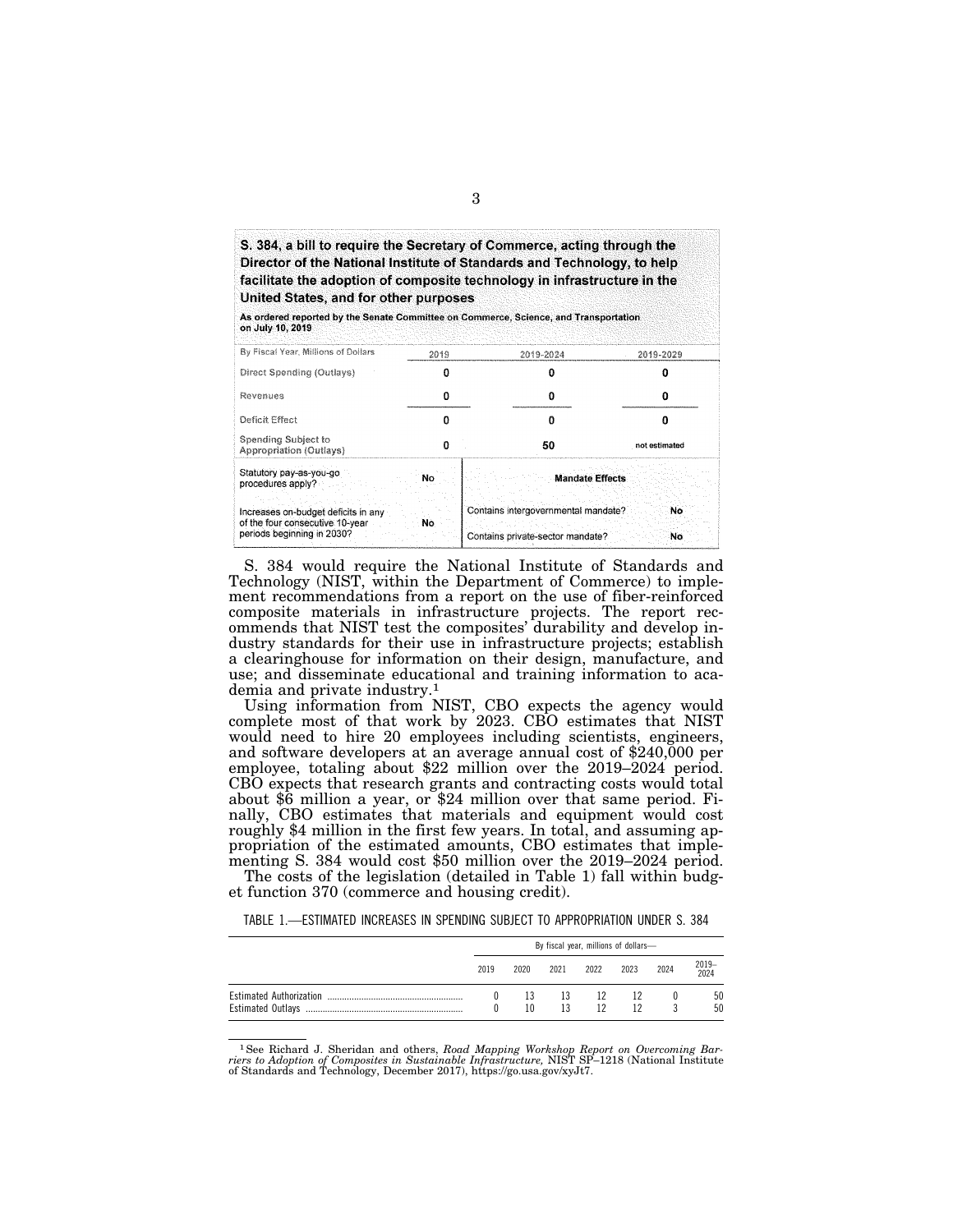**S. 384, a bill to require the Secretary of Commerce, acting through the Director of the National Institute of Standards and Technology, to help facilitate the adoption of composite technology in infrastructure in the United States, and for other purposes**

**As ordered reported by the Senate Committee on Commerce, Science, and Transportation on July 10, 2019**

| By Fiscal Year, Millions of Dollars | 2019 | 2019-2024 | 2019-2029 |
|---|---|---|---|
| Direct Spending (Outlays) | 0 | 0 | 0 |
| Revenues | 0 | 0 | 0 |
| Deficit Effect | 0 | 0 | 0 |
| Spending Subject to Appropriation (Outlays) | 0 | 50 | not estimated |

| Statutory pay-as-you-go procedures apply? | No | **Mandate Effects** | |
|---|---|---|---|
| Increases on-budget deficits in any of the four consecutive 10-year periods beginning in 2030? | No | Contains intergovernmental mandate? | No |
| | | Contains private-sector mandate? | No |

S. 384 would require the National Institute of Standards and Technology (NIST, within the Department of Commerce) to implement recommendations from a report on the use of fiber-reinforced composite materials in infrastructure projects. The report recommends that NIST test the composites' durability and develop industry standards for their use in infrastructure projects; establish a clearinghouse for information on their design, manufacture, and use; and disseminate educational and training information to academia and private industry.[1]

Using information from NIST, CBO expects the agency would complete most of that work by 2023. CBO estimates that NIST would need to hire 20 employees including scientists, engineers, and software developers at an average annual cost of $240,000 per employee, totaling about $22 million over the 2019–2024 period. CBO expects that research grants and contracting costs would total about $6 million a year, or $24 million over that same period. Finally, CBO estimates that materials and equipment would cost roughly $4 million in the first few years. In total, and assuming appropriation of the estimated amounts, CBO estimates that implementing S. 384 would cost $50 million over the 2019–2024 period.

The costs of the legislation (detailed in Table 1) fall within budget function 370 (commerce and housing credit).

TABLE 1.—ESTIMATED INCREASES IN SPENDING SUBJECT TO APPROPRIATION UNDER S. 384

| | By fiscal year, millions of dollars— | | | | | | |
|---|---|---|---|---|---|---|---|
| | 2019 | 2020 | 2021 | 2022 | 2023 | 2024 | 2019–2024 |
| Estimated Authorization | 0 | 13 | 13 | 12 | 12 | 0 | 50 |
| Estimated Outlays | 0 | 10 | 13 | 12 | 12 | 3 | 50 |

[1] See Richard J. Sheridan and others, *Road Mapping Workshop Report on Overcoming Barriers to Adoption of Composites in Sustainable Infrastructure,* NIST SP–1218 (National Institute of Standards and Technology, December 2017), https://go.usa.gov/xyJt7.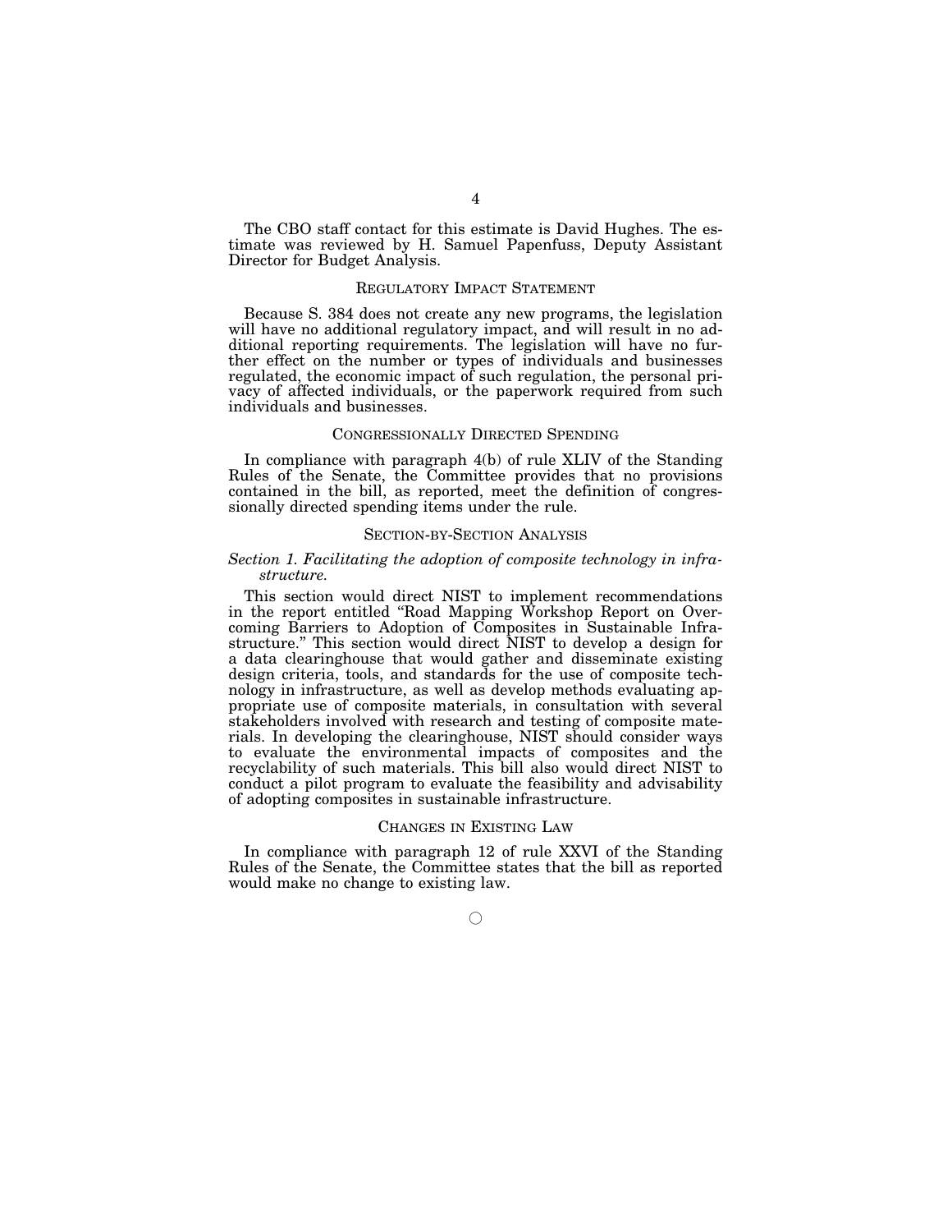The CBO staff contact for this estimate is David Hughes. The estimate was reviewed by H. Samuel Papenfuss, Deputy Assistant Director for Budget Analysis.

## REGULATORY IMPACT STATEMENT

Because S. 384 does not create any new programs, the legislation will have no additional regulatory impact, and will result in no additional reporting requirements. The legislation will have no further effect on the number or types of individuals and businesses regulated, the economic impact of such regulation, the personal privacy of affected individuals, or the paperwork required from such individuals and businesses.

## CONGRESSIONALLY DIRECTED SPENDING

In compliance with paragraph 4(b) of rule XLIV of the Standing Rules of the Senate, the Committee provides that no provisions contained in the bill, as reported, meet the definition of congressionally directed spending items under the rule.

## SECTION-BY-SECTION ANALYSIS

### *Section 1. Facilitating the adoption of composite technology in infrastructure.*

This section would direct NIST to implement recommendations in the report entitled "Road Mapping Workshop Report on Overcoming Barriers to Adoption of Composites in Sustainable Infrastructure." This section would direct NIST to develop a design for a data clearinghouse that would gather and disseminate existing design criteria, tools, and standards for the use of composite technology in infrastructure, as well as develop methods evaluating appropriate use of composite materials, in consultation with several stakeholders involved with research and testing of composite materials. In developing the clearinghouse, NIST should consider ways to evaluate the environmental impacts of composites and the recyclability of such materials. This bill also would direct NIST to conduct a pilot program to evaluate the feasibility and advisability of adopting composites in sustainable infrastructure.

## CHANGES IN EXISTING LAW

In compliance with paragraph 12 of rule XXVI of the Standing Rules of the Senate, the Committee states that the bill as reported would make no change to existing law.

○